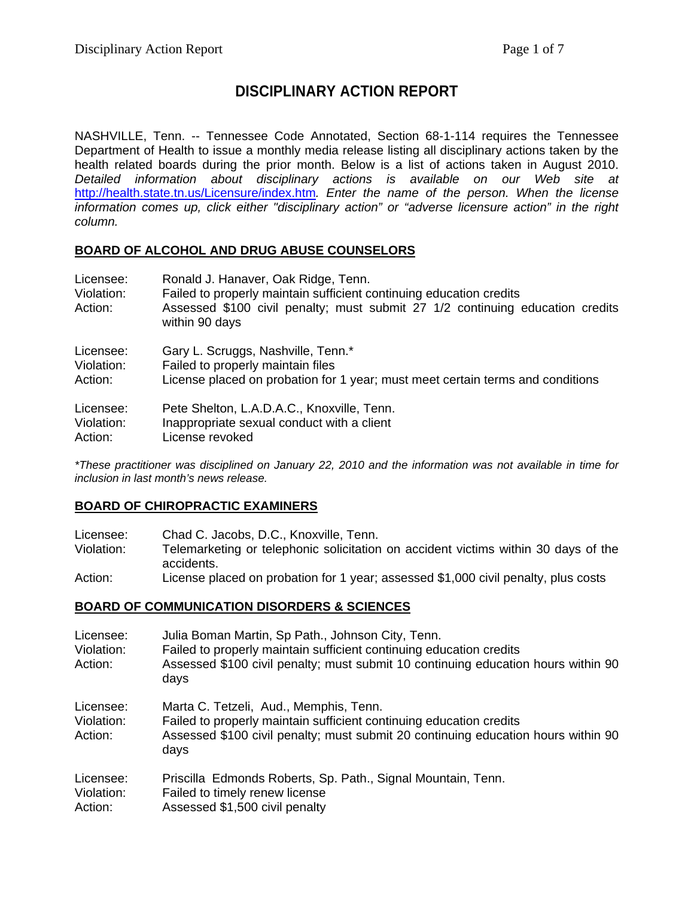# DISCIPLINARY ACTION REPORT

NASHVILLE, Tenn. -- Tennessee Code Annotated, Section 68-1-114 requires the Tennessee Department of Health to issue a monthly media release listing all disciplinary actions taken by the health related boards during the prior month. Below is a list of actions taken in August 2010. *Detailed information about disciplinary actions is available on our Web site at* [http://health.state.tn.us/Licensure/index.htm](http://health.state.tn.us/Licensure/index.htm)*. Enter the name of the person. When the license information comes up, click either "disciplinary action" or "adverse licensure action" in the right column.*

## BOARD OF ALCOHOL AND DRUG ABUSE COUNSELORS

Licensee: Ronald J. Hanaver, Oak Ridge, Tenn.
Violation: Failed to properly maintain sufficient continuing education credits
Action: Assessed $100 civil penalty; must submit 27 1/2 continuing education credits within 90 days

Licensee: Gary L. Scruggs, Nashville, Tenn.*
Violation: Failed to properly maintain files
Action: License placed on probation for 1 year; must meet certain terms and conditions

Licensee: Pete Shelton, L.A.D.A.C., Knoxville, Tenn.
Violation: Inappropriate sexual conduct with a client
Action: License revoked

*\*These practitioner was disciplined on January 22, 2010 and the information was not available in time for inclusion in last month's news release.*

## BOARD OF CHIROPRACTIC EXAMINERS

Licensee: Chad C. Jacobs, D.C., Knoxville, Tenn.
Violation: Telemarketing or telephonic solicitation on accident victims within 30 days of the accidents.
Action: License placed on probation for 1 year; assessed $1,000 civil penalty, plus costs

## BOARD OF COMMUNICATION DISORDERS & SCIENCES

Licensee: Julia Boman Martin, Sp Path., Johnson City, Tenn.
Violation: Failed to properly maintain sufficient continuing education credits
Action: Assessed $100 civil penalty; must submit 10 continuing education hours within 90 days

Licensee: Marta C. Tetzeli, Aud., Memphis, Tenn.
Violation: Failed to properly maintain sufficient continuing education credits
Action: Assessed $100 civil penalty; must submit 20 continuing education hours within 90 days

Licensee: Priscilla Edmonds Roberts, Sp. Path., Signal Mountain, Tenn.
Violation: Failed to timely renew license
Action: Assessed $1,500 civil penalty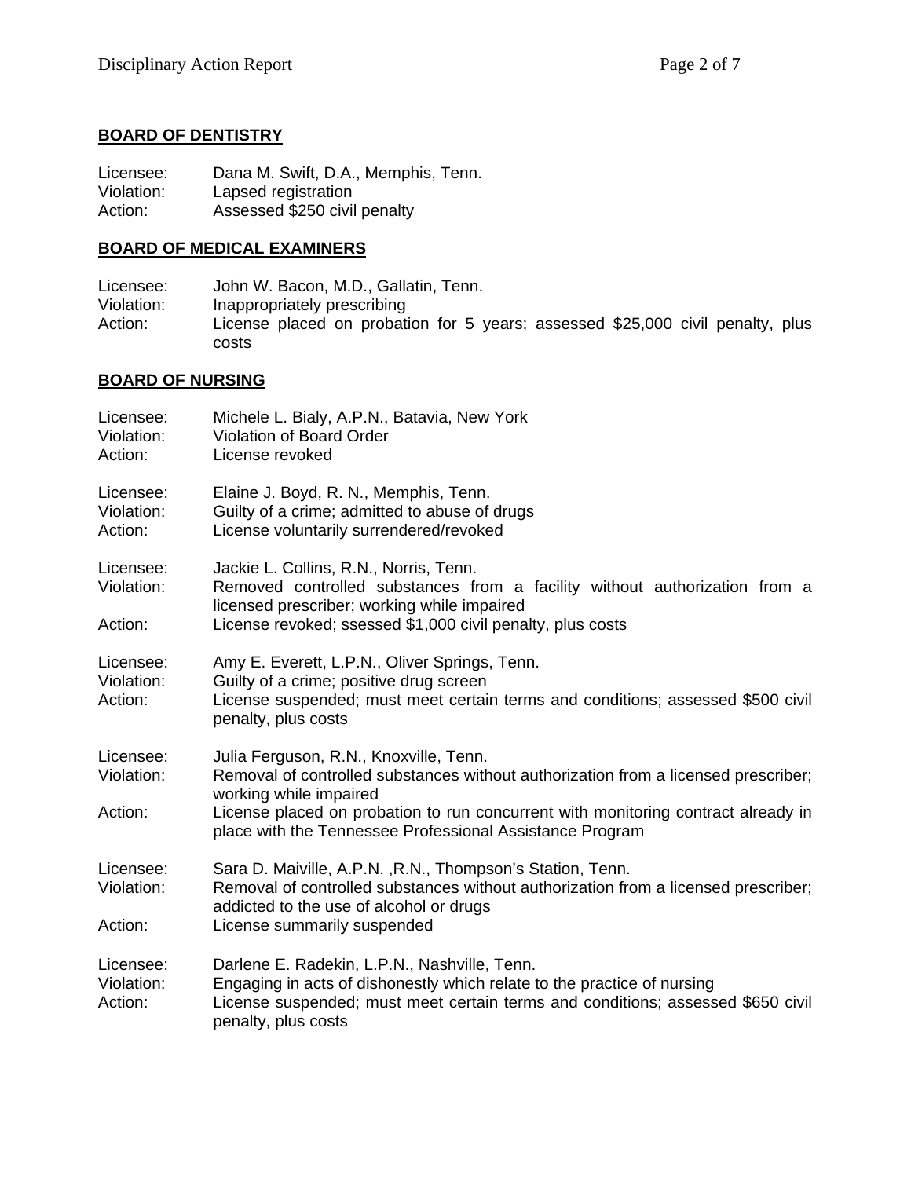## BOARD OF DENTISTRY

Licensee: Dana M. Swift, D.A., Memphis, Tenn.
Violation: Lapsed registration
Action: Assessed $250 civil penalty

## BOARD OF MEDICAL EXAMINERS

Licensee: John W. Bacon, M.D., Gallatin, Tenn.
Violation: Inappropriately prescribing
Action: License placed on probation for 5 years; assessed $25,000 civil penalty, plus costs

## BOARD OF NURSING

Licensee: Michele L. Bialy, A.P.N., Batavia, New York
Violation: Violation of Board Order
Action: License revoked

Licensee: Elaine J. Boyd, R. N., Memphis, Tenn.
Violation: Guilty of a crime; admitted to abuse of drugs
Action: License voluntarily surrendered/revoked

Licensee: Jackie L. Collins, R.N., Norris, Tenn.
Violation: Removed controlled substances from a facility without authorization from a licensed prescriber; working while impaired
Action: License revoked; ssessed $1,000 civil penalty, plus costs

Licensee: Amy E. Everett, L.P.N., Oliver Springs, Tenn.
Violation: Guilty of a crime; positive drug screen
Action: License suspended; must meet certain terms and conditions; assessed $500 civil penalty, plus costs

Licensee: Julia Ferguson, R.N., Knoxville, Tenn.
Violation: Removal of controlled substances without authorization from a licensed prescriber; working while impaired
Action: License placed on probation to run concurrent with monitoring contract already in place with the Tennessee Professional Assistance Program

Licensee: Sara D. Maiville, A.P.N. ,R.N., Thompson's Station, Tenn.
Violation: Removal of controlled substances without authorization from a licensed prescriber; addicted to the use of alcohol or drugs
Action: License summarily suspended

Licensee: Darlene E. Radekin, L.P.N., Nashville, Tenn.
Violation: Engaging in acts of dishonestly which relate to the practice of nursing
Action: License suspended; must meet certain terms and conditions; assessed $650 civil penalty, plus costs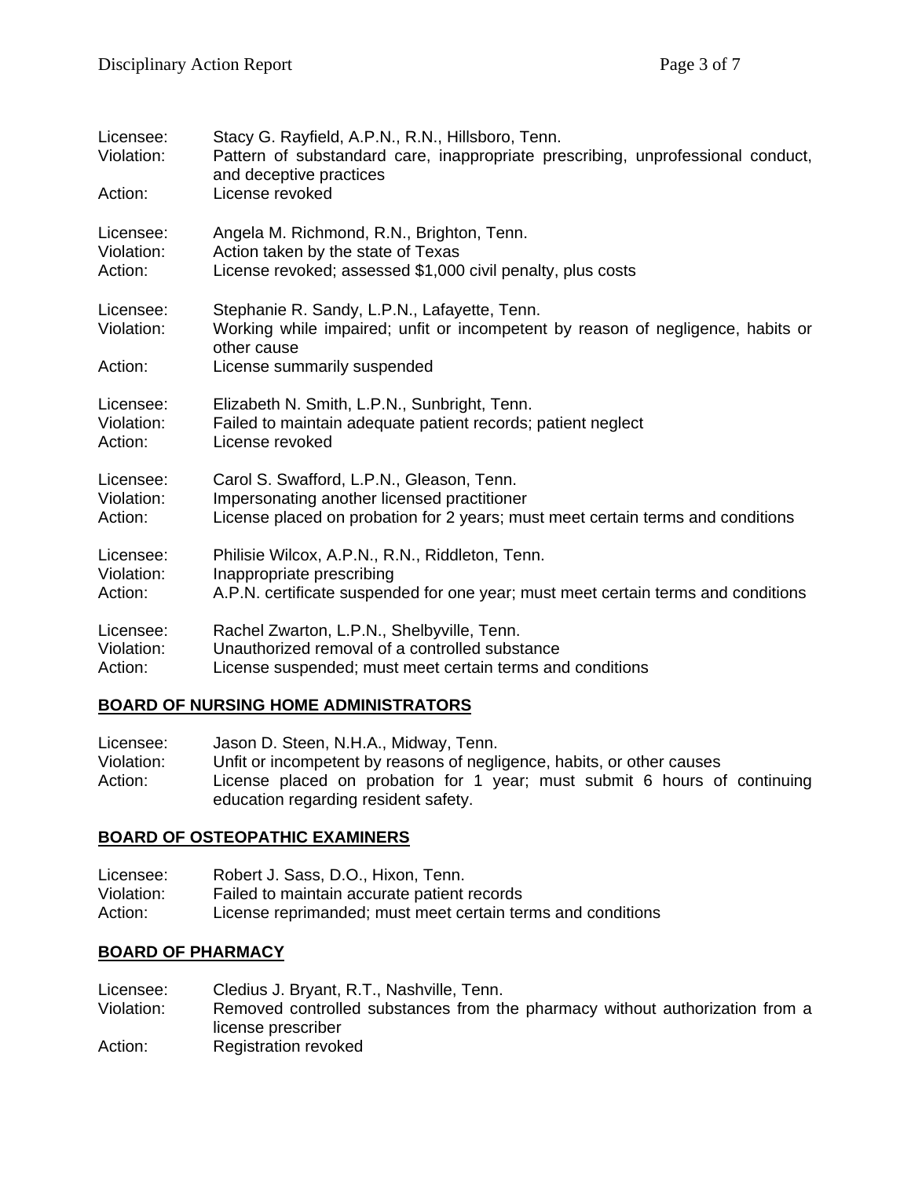Licensee: Stacy G. Rayfield, A.P.N., R.N., Hillsboro, Tenn.
Violation: Pattern of substandard care, inappropriate prescribing, unprofessional conduct, and deceptive practices
Action: License revoked

Licensee: Angela M. Richmond, R.N., Brighton, Tenn.
Violation: Action taken by the state of Texas
Action: License revoked; assessed $1,000 civil penalty, plus costs

Licensee: Stephanie R. Sandy, L.P.N., Lafayette, Tenn.
Violation: Working while impaired; unfit or incompetent by reason of negligence, habits or other cause
Action: License summarily suspended

Licensee: Elizabeth N. Smith, L.P.N., Sunbright, Tenn.
Violation: Failed to maintain adequate patient records; patient neglect
Action: License revoked

Licensee: Carol S. Swafford, L.P.N., Gleason, Tenn.
Violation: Impersonating another licensed practitioner
Action: License placed on probation for 2 years; must meet certain terms and conditions

Licensee: Philisie Wilcox, A.P.N., R.N., Riddleton, Tenn.
Violation: Inappropriate prescribing
Action: A.P.N. certificate suspended for one year; must meet certain terms and conditions

Licensee: Rachel Zwarton, L.P.N., Shelbyville, Tenn.
Violation: Unauthorized removal of a controlled substance
Action: License suspended; must meet certain terms and conditions

## BOARD OF NURSING HOME ADMINISTRATORS

Licensee: Jason D. Steen, N.H.A., Midway, Tenn.
Violation: Unfit or incompetent by reasons of negligence, habits, or other causes
Action: License placed on probation for 1 year; must submit 6 hours of continuing education regarding resident safety.

## BOARD OF OSTEOPATHIC EXAMINERS

Licensee: Robert J. Sass, D.O., Hixon, Tenn.
Violation: Failed to maintain accurate patient records
Action: License reprimanded; must meet certain terms and conditions

## BOARD OF PHARMACY

Licensee: Cledius J. Bryant, R.T., Nashville, Tenn.
Violation: Removed controlled substances from the pharmacy without authorization from a license prescriber
Action: Registration revoked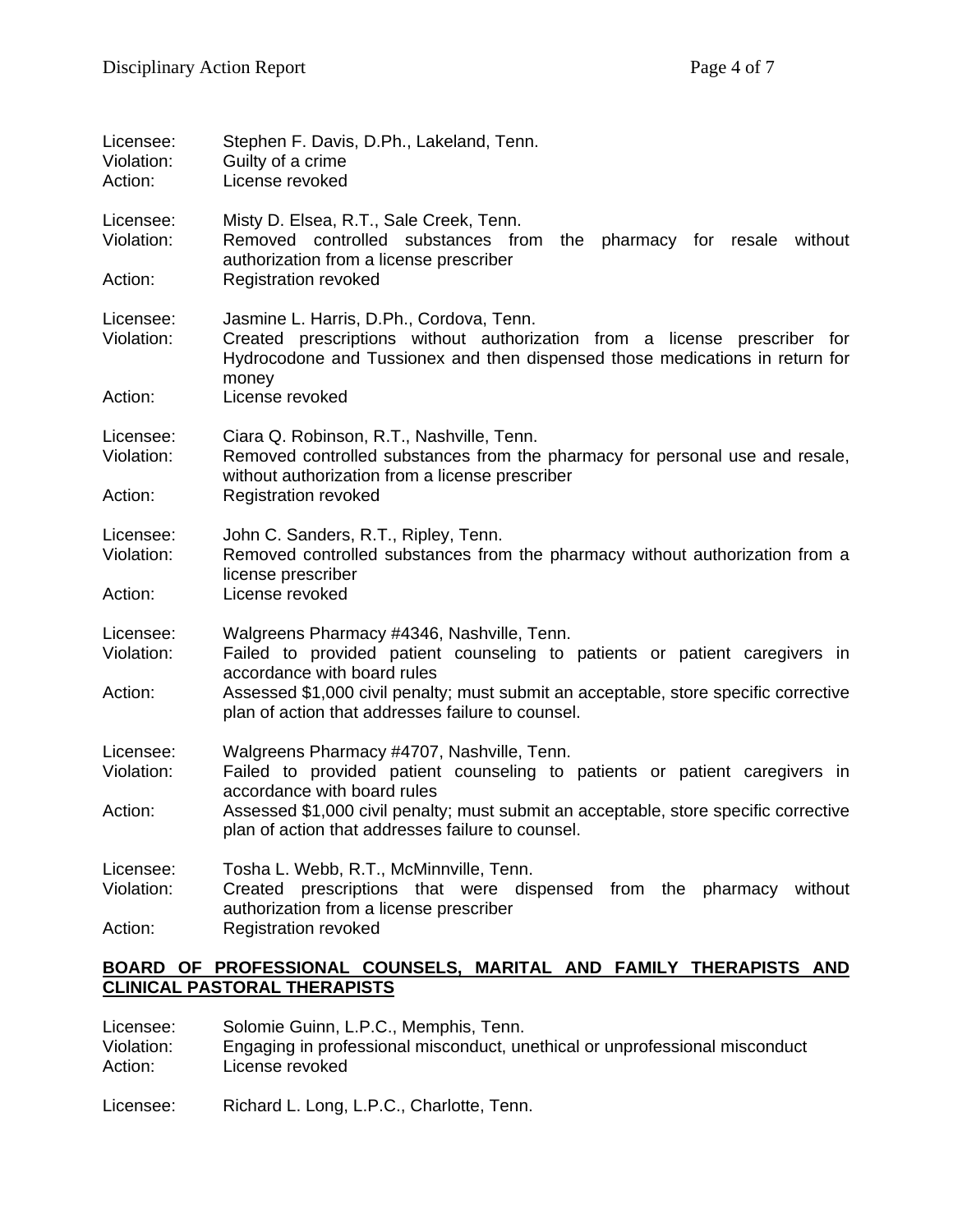Licensee: Stephen F. Davis, D.Ph., Lakeland, Tenn.
Violation: Guilty of a crime
Action: License revoked

Licensee: Misty D. Elsea, R.T., Sale Creek, Tenn.
Violation: Removed controlled substances from the pharmacy for resale without authorization from a license prescriber
Action: Registration revoked

Licensee: Jasmine L. Harris, D.Ph., Cordova, Tenn.
Violation: Created prescriptions without authorization from a license prescriber for Hydrocodone and Tussionex and then dispensed those medications in return for money
Action: License revoked

Licensee: Ciara Q. Robinson, R.T., Nashville, Tenn.
Violation: Removed controlled substances from the pharmacy for personal use and resale, without authorization from a license prescriber
Action: Registration revoked

Licensee: John C. Sanders, R.T., Ripley, Tenn.
Violation: Removed controlled substances from the pharmacy without authorization from a license prescriber
Action: License revoked

Licensee: Walgreens Pharmacy #4346, Nashville, Tenn.
Violation: Failed to provided patient counseling to patients or patient caregivers in accordance with board rules
Action: Assessed $1,000 civil penalty; must submit an acceptable, store specific corrective plan of action that addresses failure to counsel.

Licensee: Walgreens Pharmacy #4707, Nashville, Tenn.
Violation: Failed to provided patient counseling to patients or patient caregivers in accordance with board rules
Action: Assessed $1,000 civil penalty; must submit an acceptable, store specific corrective plan of action that addresses failure to counsel.

Licensee: Tosha L. Webb, R.T., McMinnville, Tenn.
Violation: Created prescriptions that were dispensed from the pharmacy without authorization from a license prescriber
Action: Registration revoked

## BOARD OF PROFESSIONAL COUNSELS, MARITAL AND FAMILY THERAPISTS AND CLINICAL PASTORAL THERAPISTS

Licensee: Solomie Guinn, L.P.C., Memphis, Tenn.
Violation: Engaging in professional misconduct, unethical or unprofessional misconduct
Action: License revoked

Licensee: Richard L. Long, L.P.C., Charlotte, Tenn.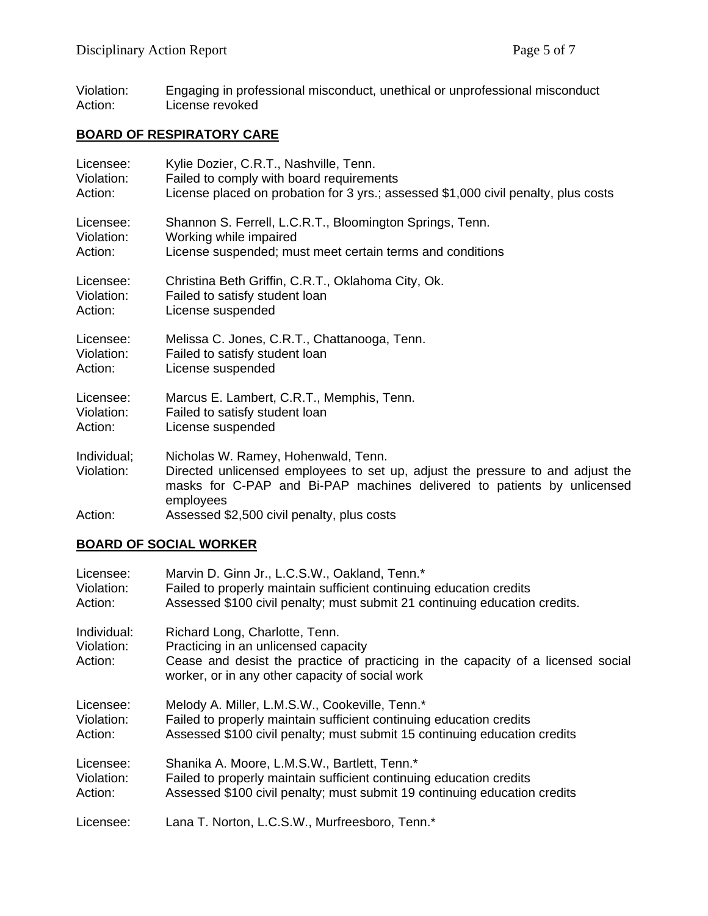Violation: Engaging in professional misconduct, unethical or unprofessional misconduct
Action: License revoked

## BOARD OF RESPIRATORY CARE

Licensee: Kylie Dozier, C.R.T., Nashville, Tenn.
Violation: Failed to comply with board requirements
Action: License placed on probation for 3 yrs.; assessed $1,000 civil penalty, plus costs

Licensee: Shannon S. Ferrell, L.C.R.T., Bloomington Springs, Tenn.
Violation: Working while impaired
Action: License suspended; must meet certain terms and conditions

Licensee: Christina Beth Griffin, C.R.T., Oklahoma City, Ok.
Violation: Failed to satisfy student loan
Action: License suspended

Licensee: Melissa C. Jones, C.R.T., Chattanooga, Tenn.
Violation: Failed to satisfy student loan
Action: License suspended

Licensee: Marcus E. Lambert, C.R.T., Memphis, Tenn.
Violation: Failed to satisfy student loan
Action: License suspended

Individual; Nicholas W. Ramey, Hohenwald, Tenn.
Violation: Directed unlicensed employees to set up, adjust the pressure to and adjust the masks for C-PAP and Bi-PAP machines delivered to patients by unlicensed employees
Action: Assessed $2,500 civil penalty, plus costs

## BOARD OF SOCIAL WORKER

Licensee: Marvin D. Ginn Jr., L.C.S.W., Oakland, Tenn.*
Violation: Failed to properly maintain sufficient continuing education credits
Action: Assessed $100 civil penalty; must submit 21 continuing education credits.

Individual: Richard Long, Charlotte, Tenn.
Violation: Practicing in an unlicensed capacity
Action: Cease and desist the practice of practicing in the capacity of a licensed social worker, or in any other capacity of social work

Licensee: Melody A. Miller, L.M.S.W., Cookeville, Tenn.*
Violation: Failed to properly maintain sufficient continuing education credits
Action: Assessed $100 civil penalty; must submit 15 continuing education credits

Licensee: Shanika A. Moore, L.M.S.W., Bartlett, Tenn.*
Violation: Failed to properly maintain sufficient continuing education credits
Action: Assessed $100 civil penalty; must submit 19 continuing education credits

Licensee: Lana T. Norton, L.C.S.W., Murfreesboro, Tenn.*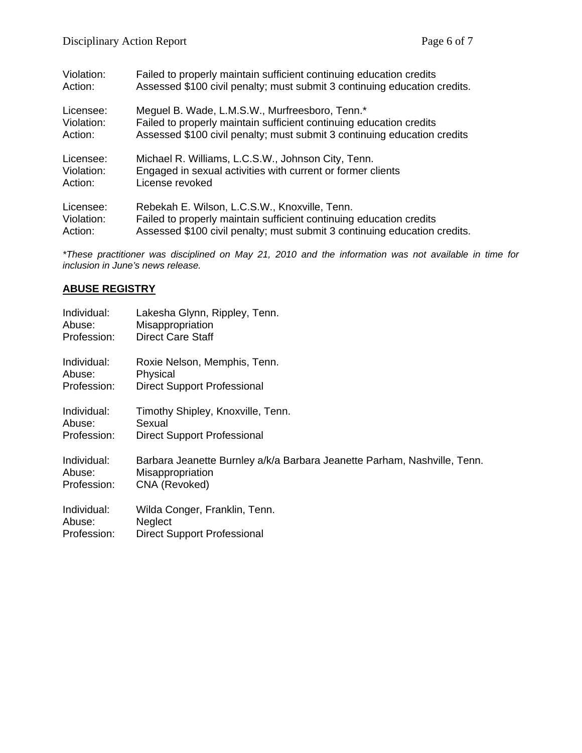Violation: Failed to properly maintain sufficient continuing education credits
Action: Assessed $100 civil penalty; must submit 3 continuing education credits.

Licensee: Meguel B. Wade, L.M.S.W., Murfreesboro, Tenn.*
Violation: Failed to properly maintain sufficient continuing education credits
Action: Assessed $100 civil penalty; must submit 3 continuing education credits

Licensee: Michael R. Williams, L.C.S.W., Johnson City, Tenn.
Violation: Engaged in sexual activities with current or former clients
Action: License revoked

Licensee: Rebekah E. Wilson, L.C.S.W., Knoxville, Tenn.
Violation: Failed to properly maintain sufficient continuing education credits
Action: Assessed $100 civil penalty; must submit 3 continuing education credits.

*These practitioner was disciplined on May 21, 2010 and the information was not available in time for inclusion in June's news release.*

## ABUSE REGISTRY

Individual: Lakesha Glynn, Rippley, Tenn.
Abuse: Misappropriation
Profession: Direct Care Staff

Individual: Roxie Nelson, Memphis, Tenn.
Abuse: Physical
Profession: Direct Support Professional

Individual: Timothy Shipley, Knoxville, Tenn.
Abuse: Sexual
Profession: Direct Support Professional

Individual: Barbara Jeanette Burnley a/k/a Barbara Jeanette Parham, Nashville, Tenn.
Abuse: Misappropriation
Profession: CNA (Revoked)

Individual: Wilda Conger, Franklin, Tenn.
Abuse: Neglect
Profession: Direct Support Professional